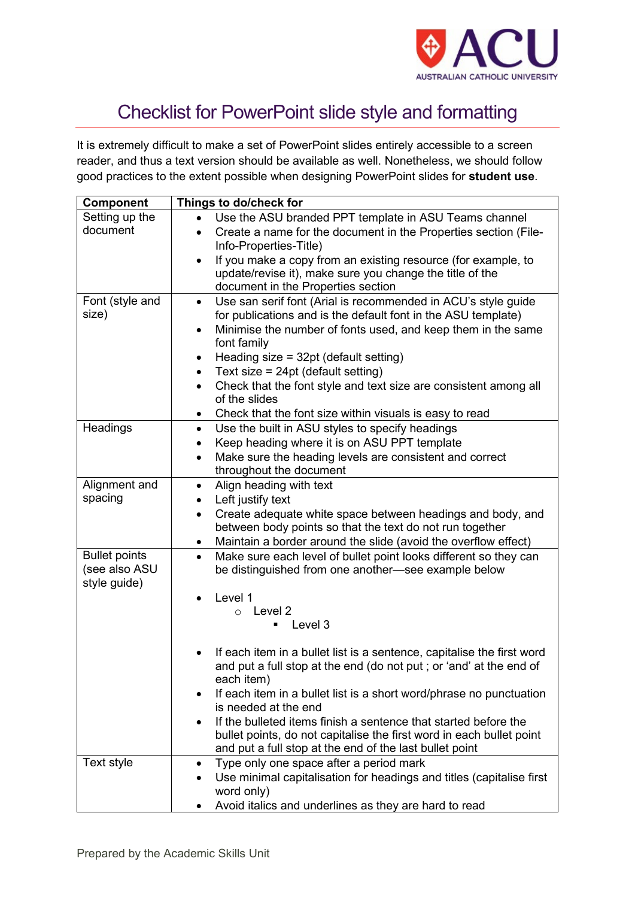# Checklist for PowerPoint slide style and formatting

It is extremely difficult to make a set of PowerPoint slides entirely accessible to a screen reader, and thus a text version should be available as well. Nonetheless, we should follow good practices to the extent possible when designing PowerPoint slides for **student use**.

| Component | Things to do/check for |
|---|---|
| Setting up the document | • Use the ASU branded PPT template in ASU Teams channel<br>• Create a name for the document in the Properties section (File-Info-Properties-Title)<br>• If you make a copy from an existing resource (for example, to update/revise it), make sure you change the title of the document in the Properties section |
| Font (style and size) | • Use san serif font (Arial is recommended in ACU's style guide for publications and is the default font in the ASU template)<br>• Minimise the number of fonts used, and keep them in the same font family<br>• Heading size = 32pt (default setting)<br>• Text size = 24pt (default setting)<br>• Check that the font style and text size are consistent among all of the slides<br>• Check that the font size within visuals is easy to read |
| Headings | • Use the built in ASU styles to specify headings<br>• Keep heading where it is on ASU PPT template<br>• Make sure the heading levels are consistent and correct throughout the document |
| Alignment and spacing | • Align heading with text<br>• Left justify text<br>• Create adequate white space between headings and body, and between body points so that the text do not run together<br>• Maintain a border around the slide (avoid the overflow effect) |
| Bullet points (see also ASU style guide) | • Make sure each level of bullet point looks different so they can be distinguished from one another—see example below<br><br>• Level 1<br>&nbsp;&nbsp;&nbsp;&nbsp;○ Level 2<br>&nbsp;&nbsp;&nbsp;&nbsp;&nbsp;&nbsp;&nbsp;&nbsp;▪ Level 3<br><br>• If each item in a bullet list is a sentence, capitalise the first word and put a full stop at the end (do not put ; or 'and' at the end of each item)<br>• If each item in a bullet list is a short word/phrase no punctuation is needed at the end<br>• If the bulleted items finish a sentence that started before the bullet points, do not capitalise the first word in each bullet point and put a full stop at the end of the last bullet point |
| Text style | • Type only one space after a period mark<br>• Use minimal capitalisation for headings and titles (capitalise first word only)<br>• Avoid italics and underlines as they are hard to read |

Prepared by the Academic Skills Unit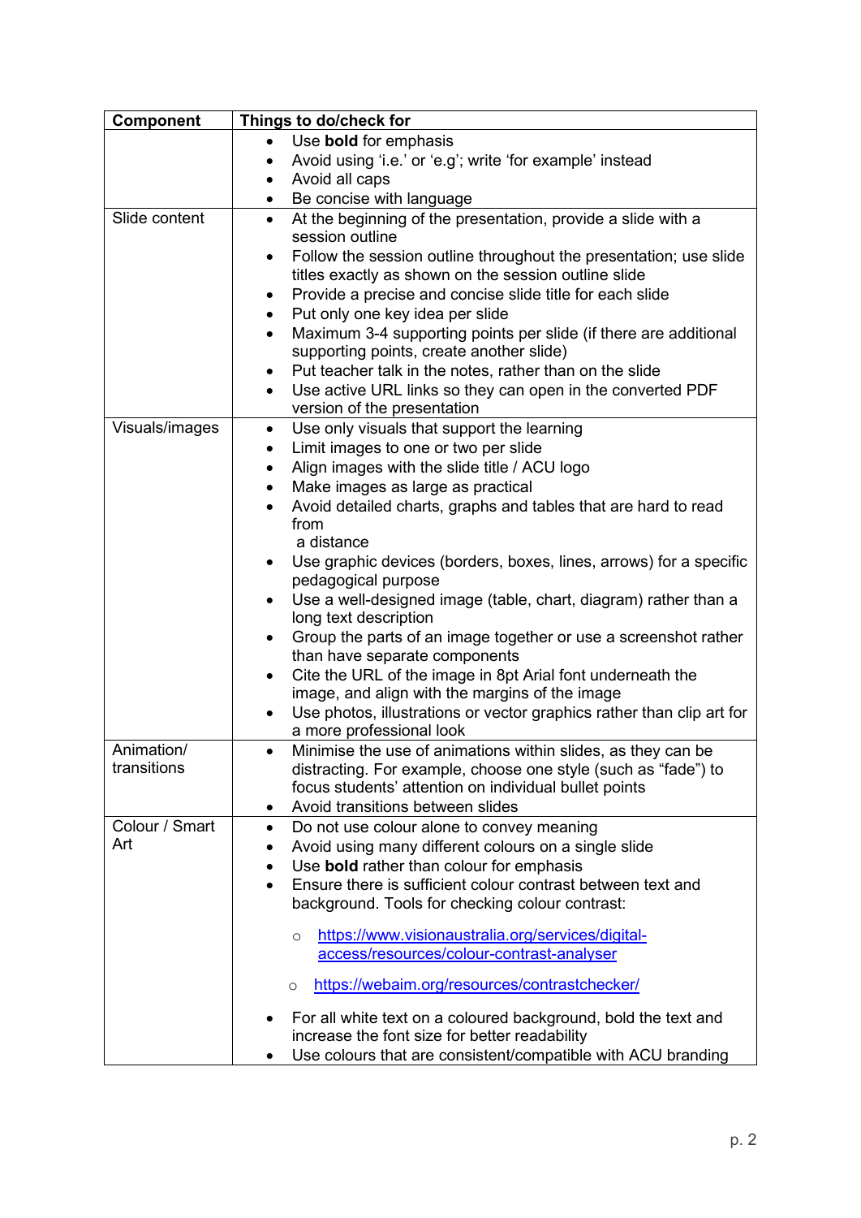| Component | Things to do/check for |
| --- | --- |
| | • Use **bold** for emphasis<br>• Avoid using 'i.e.' or 'e.g'; write 'for example' instead<br>• Avoid all caps<br>• Be concise with language |
| Slide content | • At the beginning of the presentation, provide a slide with a session outline<br>• Follow the session outline throughout the presentation; use slide titles exactly as shown on the session outline slide<br>• Provide a precise and concise slide title for each slide<br>• Put only one key idea per slide<br>• Maximum 3-4 supporting points per slide (if there are additional supporting points, create another slide)<br>• Put teacher talk in the notes, rather than on the slide<br>• Use active URL links so they can open in the converted PDF version of the presentation |
| Visuals/images | • Use only visuals that support the learning<br>• Limit images to one or two per slide<br>• Align images with the slide title / ACU logo<br>• Make images as large as practical<br>• Avoid detailed charts, graphs and tables that are hard to read from a distance<br>• Use graphic devices (borders, boxes, lines, arrows) for a specific pedagogical purpose<br>• Use a well-designed image (table, chart, diagram) rather than a long text description<br>• Group the parts of an image together or use a screenshot rather than have separate components<br>• Cite the URL of the image in 8pt Arial font underneath the image, and align with the margins of the image<br>• Use photos, illustrations or vector graphics rather than clip art for a more professional look |
| Animation/ transitions | • Minimise the use of animations within slides, as they can be distracting. For example, choose one style (such as "fade") to focus students' attention on individual bullet points<br>• Avoid transitions between slides |
| Colour / Smart Art | • Do not use colour alone to convey meaning<br>• Avoid using many different colours on a single slide<br>• Use **bold** rather than colour for emphasis<br>• Ensure there is sufficient colour contrast between text and background. Tools for checking colour contrast:<br>  ○ https://www.visionaustralia.org/services/digital-access/resources/colour-contrast-analyser<br>  ○ https://webaim.org/resources/contrastchecker/<br>• For all white text on a coloured background, bold the text and increase the font size for better readability<br>• Use colours that are consistent/compatible with ACU branding |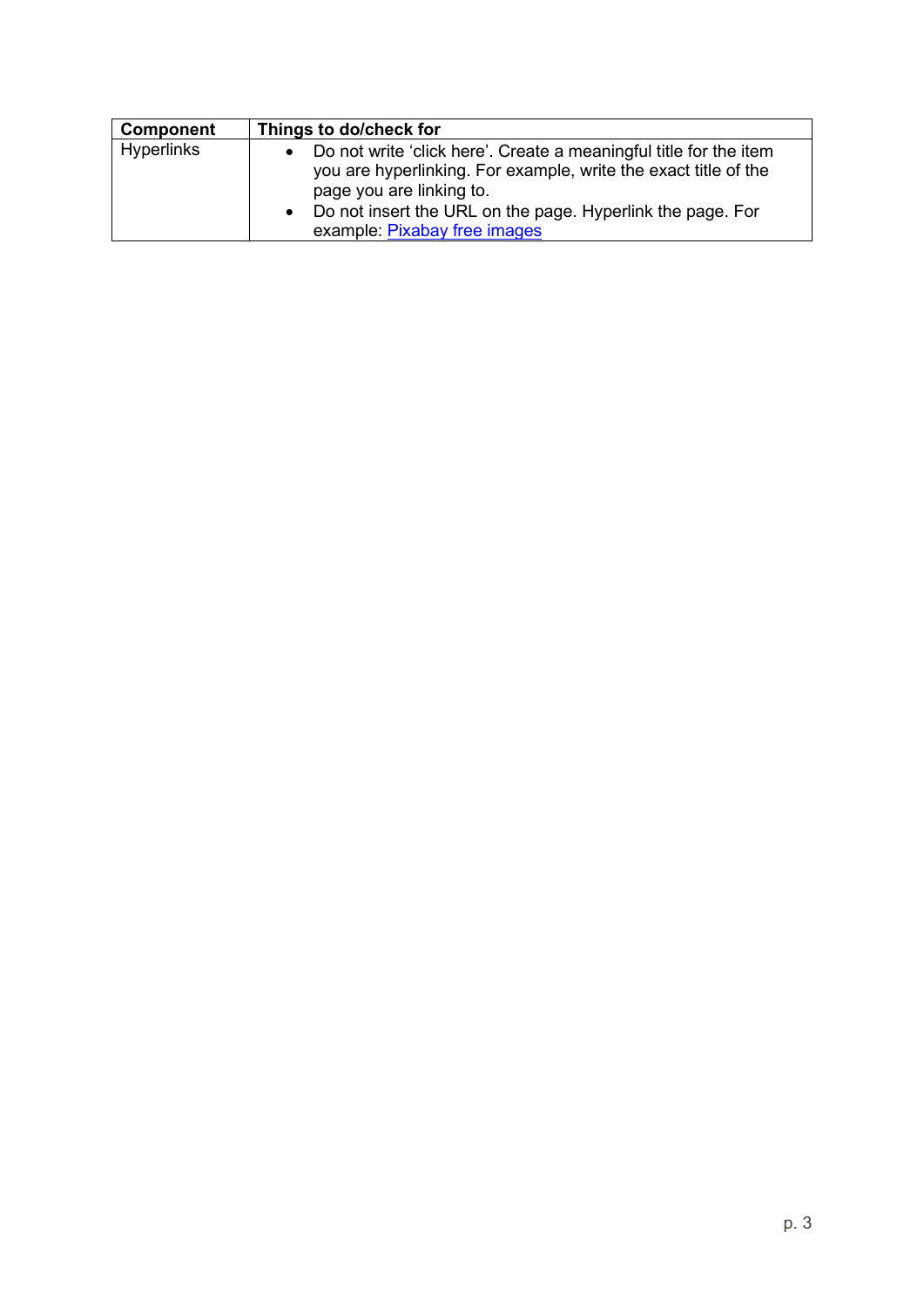| Component | Things to do/check for |
|---|---|
| Hyperlinks | • Do not write ‘click here’. Create a meaningful title for the item you are hyperlinking. For example, write the exact title of the page you are linking to.<br>• Do not insert the URL on the page. Hyperlink the page. For example: Pixabay free images |